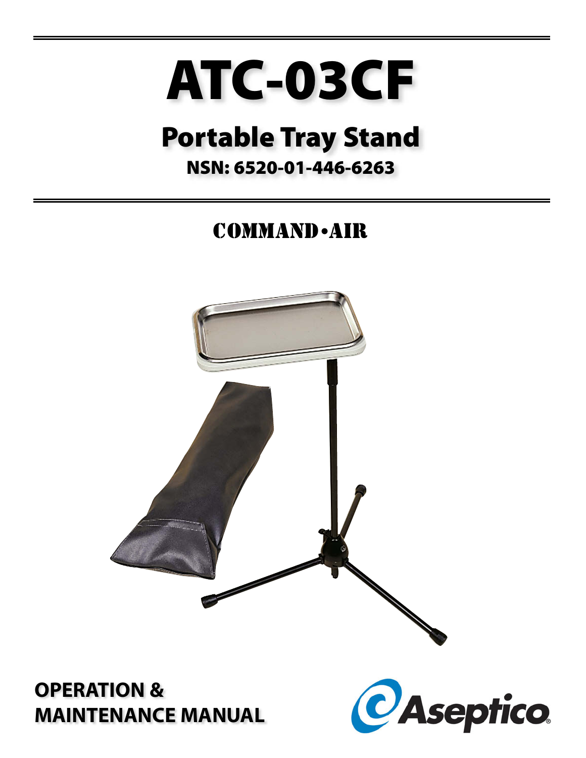# ATC-03CF

## Portable Tray Stand

**NSN: 6520-01-446-6263**

COMMAND•AIR

**OPERATION & MAINTENANCE MANUAL**

Aseptico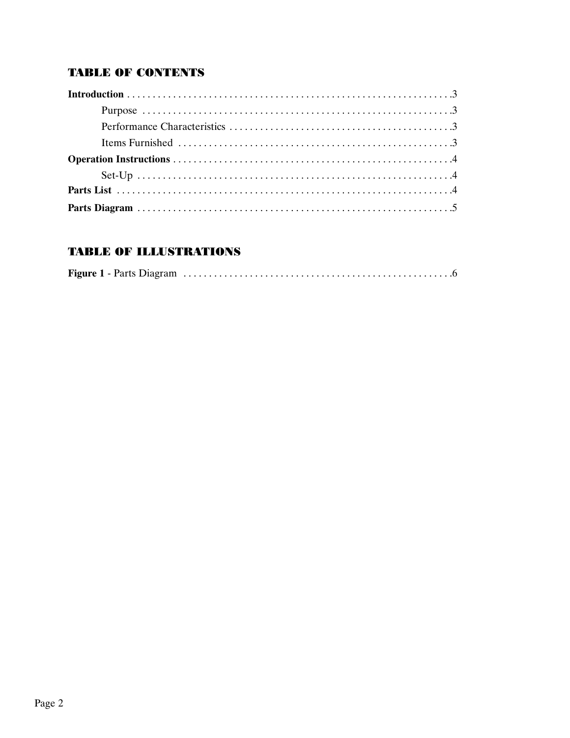## TABLE OF CONTENTS

**Introduction** . . . . . . . . . . . . . . . . . . . . . . . . . . . . . . . . . . . . . . . . . . . . . . . . . . . . . . . . . . . . . .3

  Purpose . . . . . . . . . . . . . . . . . . . . . . . . . . . . . . . . . . . . . . . . . . . . . . . . . . . . . . . . . . . . .3

  Performance Characteristics . . . . . . . . . . . . . . . . . . . . . . . . . . . . . . . . . . . . . . . . . . . .3

  Items Furnished . . . . . . . . . . . . . . . . . . . . . . . . . . . . . . . . . . . . . . . . . . . . . . . . . . . . .3

**Operation Instructions** . . . . . . . . . . . . . . . . . . . . . . . . . . . . . . . . . . . . . . . . . . . . . . . . . . . . . .4

  Set-Up . . . . . . . . . . . . . . . . . . . . . . . . . . . . . . . . . . . . . . . . . . . . . . . . . . . . . . . . . . . . .4

**Parts List** . . . . . . . . . . . . . . . . . . . . . . . . . . . . . . . . . . . . . . . . . . . . . . . . . . . . . . . . . . . . . . . . .4

**Parts Diagram** . . . . . . . . . . . . . . . . . . . . . . . . . . . . . . . . . . . . . . . . . . . . . . . . . . . . . . . . . . . .5

## TABLE OF ILLUSTRATIONS

**Figure 1** - Parts Diagram . . . . . . . . . . . . . . . . . . . . . . . . . . . . . . . . . . . . . . . . . . . . . . . . . . . .6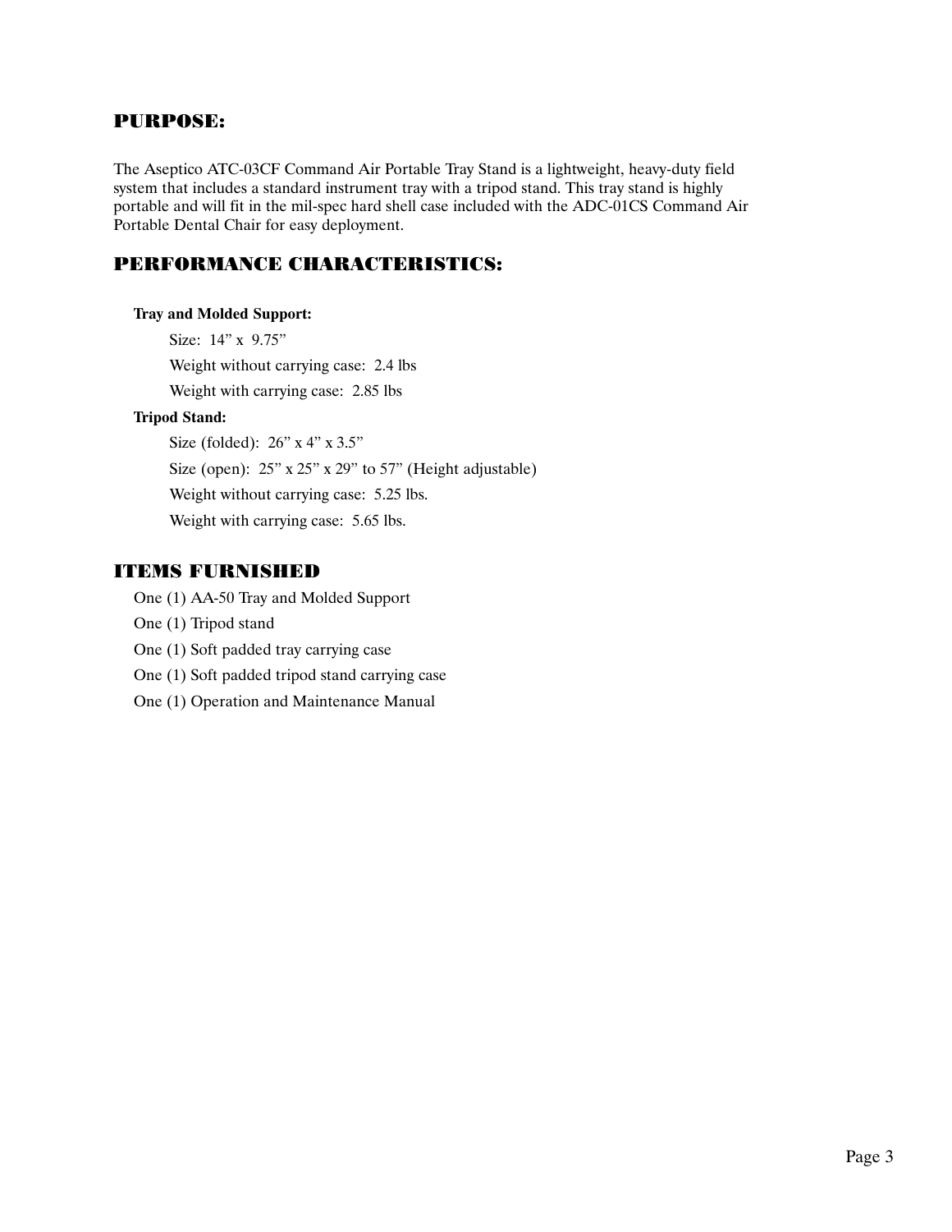## PURPOSE:

The Aseptico ATC-03CF Command Air Portable Tray Stand is a lightweight, heavy-duty field system that includes a standard instrument tray with a tripod stand. This tray stand is highly portable and will fit in the mil-spec hard shell case included with the ADC-01CS Command Air Portable Dental Chair for easy deployment.

## PERFORMANCE CHARACTERISTICS:

**Tray and Molded Support:**

Size: 14” x 9.75”

Weight without carrying case: 2.4 lbs

Weight with carrying case: 2.85 lbs

**Tripod Stand:**

Size (folded): 26” x 4” x 3.5”

Size (open): 25” x 25” x 29” to 57” (Height adjustable)

Weight without carrying case: 5.25 lbs.

Weight with carrying case: 5.65 lbs.

## ITEMS FURNISHED

One (1) AA-50 Tray and Molded Support

One (1) Tripod stand

One (1) Soft padded tray carrying case

One (1) Soft padded tripod stand carrying case

One (1) Operation and Maintenance Manual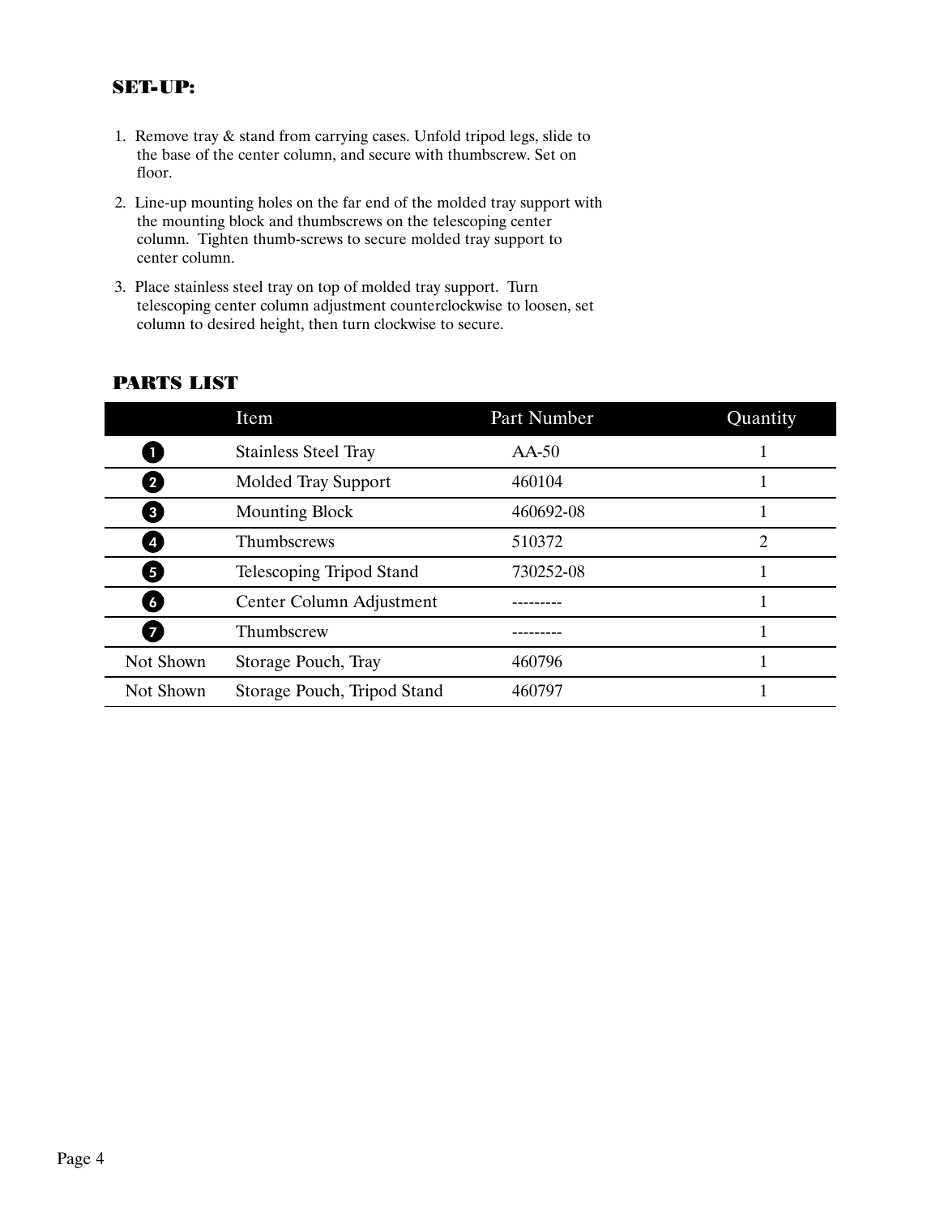## SET-UP:

1. Remove tray & stand from carrying cases. Unfold tripod legs, slide to the base of the center column, and secure with thumbscrew. Set on floor.
2. Line-up mounting holes on the far end of the molded tray support with the mounting block and thumbscrews on the telescoping center column. Tighten thumb-screws to secure molded tray support to center column.
3. Place stainless steel tray on top of molded tray support. Turn telescoping center column adjustment counterclockwise to loosen, set column to desired height, then turn clockwise to secure.

## PARTS LIST

| | Item | Part Number | Quantity |
|---|---|---|---|
| 1 | Stainless Steel Tray | AA-50 | 1 |
| 2 | Molded Tray Support | 460104 | 1 |
| 3 | Mounting Block | 460692-08 | 1 |
| 4 | Thumbscrews | 510372 | 2 |
| 5 | Telescoping Tripod Stand | 730252-08 | 1 |
| 6 | Center Column Adjustment | --------- | 1 |
| 7 | Thumbscrew | --------- | 1 |
| Not Shown | Storage Pouch, Tray | 460796 | 1 |
| Not Shown | Storage Pouch, Tripod Stand | 460797 | 1 |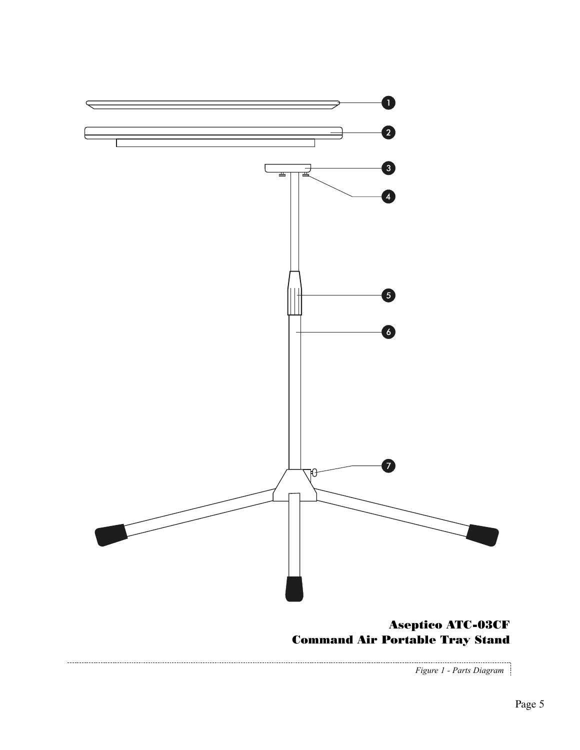**Aseptico ATC-03CF**
**Command Air Portable Tray Stand**

*Figure 1 - Parts Diagram*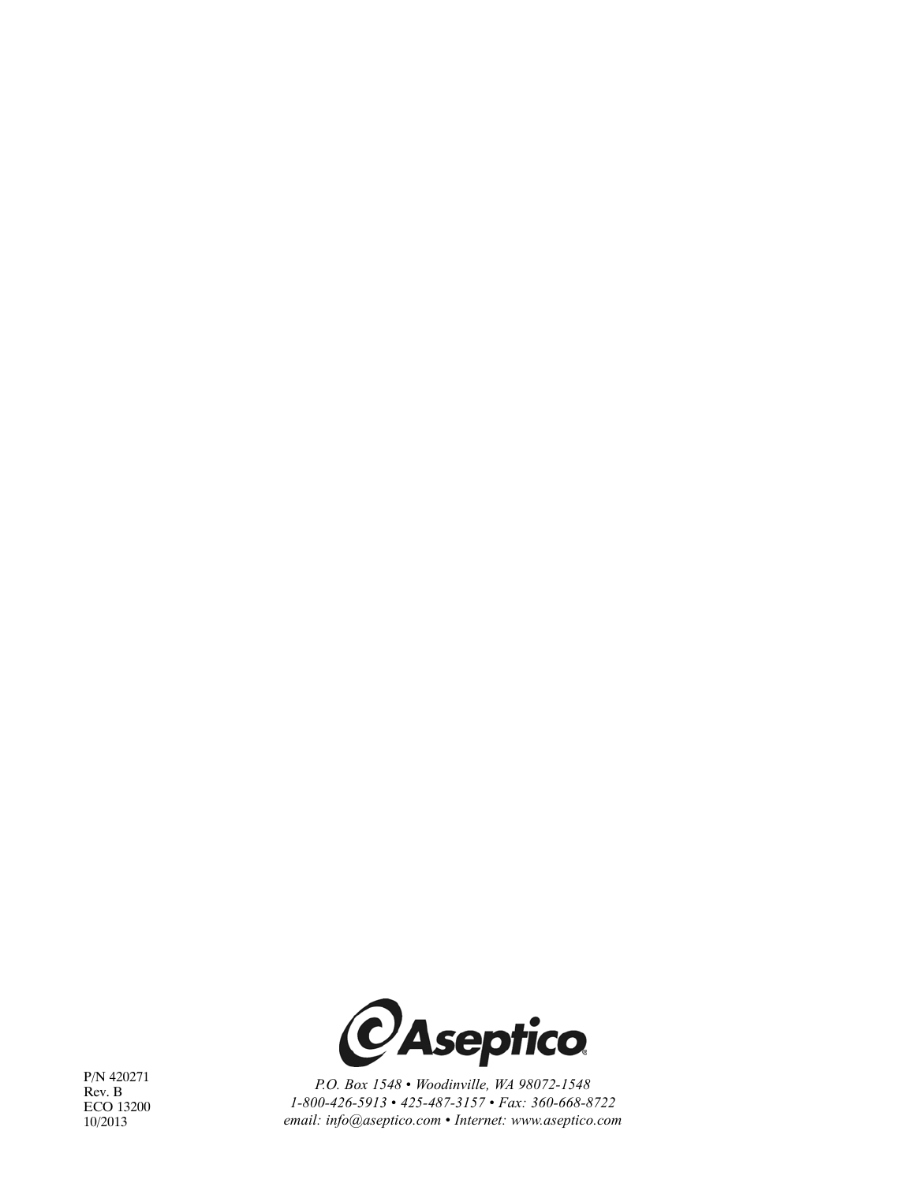Aseptico®

P/N 420271
Rev. B
ECO 13200
10/2013

*P.O. Box 1548 • Woodinville, WA 98072-1548*
*1-800-426-5913 • 425-487-3157 • Fax: 360-668-8722*
*email: info@aseptico.com • Internet: www.aseptico.com*